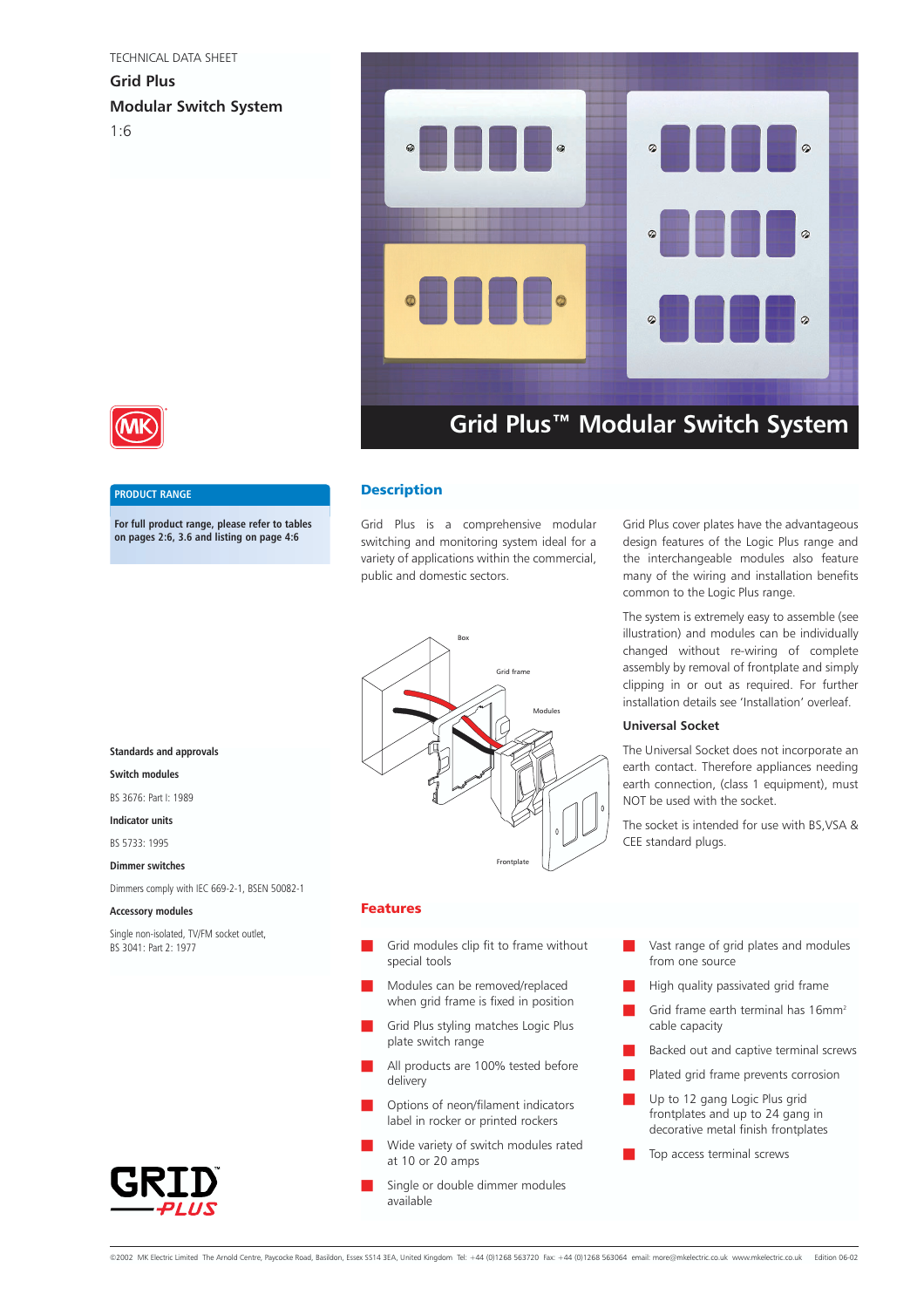TECHNICAL DATA SHEET

# Grid Plus

## Modular Switch System

# Grid Plus™ Modular Switch System

**PRODUCT RANGE**

**For full product range, please refer to tables on pages 2:6, 3.6 and listing on page 4:6**

## Description

Grid Plus is a comprehensive modular switching and monitoring system ideal for a variety of applications within the commercial, public and domestic sectors.

Grid Plus cover plates have the advantageous design features of the Logic Plus range and the interchangeable modules also feature many of the wiring and installation benefits common to the Logic Plus range.

The system is extremely easy to assemble (see illustration) and modules can be individually changed without re-wiring of complete assembly by removal of frontplate and simply clipping in or out as required. For further installation details see 'Installation' overleaf.

Box

Grid frame

Modules

Frontplate

### Universal Socket

The Universal Socket does not incorporate an earth contact. Therefore appliances needing earth connection, (class 1 equipment), must NOT be used with the socket.

The socket is intended for use with BS,VSA & CEE standard plugs.

**Standards and approvals**

**Switch modules**

BS 3676: Part I: 1989

**Indicator units**

BS 5733: 1995

**Dimmer switches**

Dimmers comply with IEC 669-2-1, BSEN 50082-1

**Accessory modules**

Single non-isolated, TV/FM socket outlet, BS 3041: Part 2: 1977

## Features

- Grid modules clip fit to frame without special tools
- Modules can be removed/replaced when grid frame is fixed in position
- Grid Plus styling matches Logic Plus plate switch range
- All products are 100% tested before delivery
- Options of neon/filament indicators label in rocker or printed rockers
- Wide variety of switch modules rated at 10 or 20 amps
- Single or double dimmer modules available
- Vast range of grid plates and modules from one source
- High quality passivated grid frame
- Grid frame earth terminal has $16mm^2$ cable capacity
- Backed out and captive terminal screws
- Plated grid frame prevents corrosion
- Up to 12 gang Logic Plus grid frontplates and up to 24 gang in decorative metal finish frontplates
- Top access terminal screws

©2002 MK Electric Limited The Arnold Centre, Paycocke Road, Basildon, Essex SS14 3EA, United Kingdom Tel: +44 (0)1268 563720 Fax: +44 (0)1268 563064 email: more@mkelectric.co.uk www.mkelectric.co.uk Edition 06-02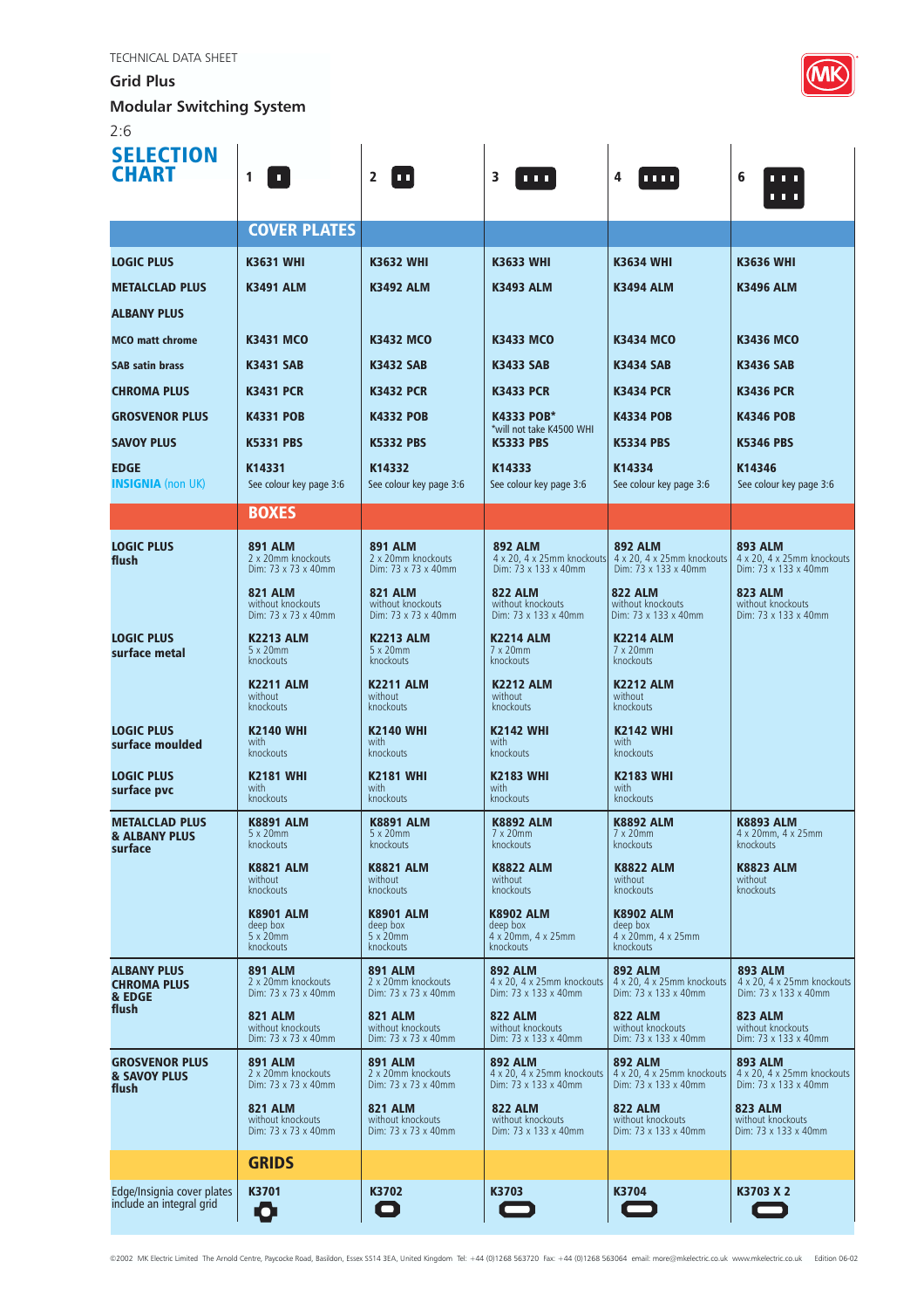TECHNICAL DATA SHEET

**Grid Plus**

**Modular Switching System**

# SELECTION CHART

| | 1 | 2 | 3 | 4 | 6 |
|---|---|---|---|---|---|
| | **COVER PLATES** | | | | |
| **LOGIC PLUS** | **K3631 WHI** | **K3632 WHI** | **K3633 WHI** | **K3634 WHI** | **K3636 WHI** |
| **METALCLAD PLUS** | **K3491 ALM** | **K3492 ALM** | **K3493 ALM** | **K3494 ALM** | **K3496 ALM** |
| **ALBANY PLUS** | | | | | |
| **MCO matt chrome** | **K3431 MCO** | **K3432 MCO** | **K3433 MCO** | **K3434 MCO** | **K3436 MCO** |
| **SAB satin brass** | **K3431 SAB** | **K3432 SAB** | **K3433 SAB** | **K3434 SAB** | **K3436 SAB** |
| **CHROMA PLUS** | **K3431 PCR** | **K3432 PCR** | **K3433 PCR** | **K3434 PCR** | **K3436 PCR** |
| **GROSVENOR PLUS** | **K4331 POB** | **K4332 POB** | **K4333 POB*** *will not take K4500 WHI | **K4334 POB** | **K4346 POB** |
| **SAVOY PLUS** | **K5331 PBS** | **K5332 PBS** | **K5333 PBS** | **K5334 PBS** | **K5346 PBS** |
| **EDGE** **INSIGNIA** (non UK) | **K14331** See colour key page 3:6 | **K14332** See colour key page 3:6 | **K14333** See colour key page 3:6 | **K14334** See colour key page 3:6 | **K14346** See colour key page 3:6 |
| | **BOXES** | | | | |
| **LOGIC PLUS flush** | **891 ALM** 2 x 20mm knockouts Dim: 73 x 73 x 40mm<br>**821 ALM** without knockouts Dim: 73 x 73 x 40mm | **891 ALM** 2 x 20mm knockouts Dim: 73 x 73 x 40mm<br>**821 ALM** without knockouts Dim: 73 x 73 x 40mm | **892 ALM** 4 x 20, 4 x 25mm knockouts Dim: 73 x 133 x 40mm<br>**822 ALM** without knockouts Dim: 73 x 133 x 40mm | **892 ALM** 4 x 20, 4 x 25mm knockouts Dim: 73 x 133 x 40mm<br>**822 ALM** without knockouts Dim: 73 x 133 x 40mm | **893 ALM** 4 x 20, 4 x 25mm knockouts Dim: 73 x 133 x 40mm<br>**823 ALM** without knockouts Dim: 73 x 133 x 40mm |
| **LOGIC PLUS surface metal** | **K2213 ALM** 5 x 20mm knockouts<br>**K2211 ALM** without knockouts | **K2213 ALM** 5 x 20mm knockouts<br>**K2211 ALM** without knockouts | **K2214 ALM** 7 x 20mm knockouts<br>**K2212 ALM** without knockouts | **K2214 ALM** 7 x 20mm knockouts<br>**K2212 ALM** without knockouts | |
| **LOGIC PLUS surface moulded** | **K2140 WHI** with knockouts | **K2140 WHI** with knockouts | **K2142 WHI** with knockouts | **K2142 WHI** with knockouts | |
| **LOGIC PLUS surface pvc** | **K2181 WHI** with knockouts | **K2181 WHI** with knockouts | **K2183 WHI** with knockouts | **K2183 WHI** with knockouts | |
| **METALCLAD PLUS & ALBANY PLUS surface** | **K8891 ALM** 5 x 20mm knockouts<br>**K8821 ALM** without knockouts<br>**K8901 ALM** deep box 5 x 20mm knockouts | **K8891 ALM** 5 x 20mm knockouts<br>**K8821 ALM** without knockouts<br>**K8901 ALM** deep box 5 x 20mm knockouts | **K8892 ALM** 7 x 20mm knockouts<br>**K8822 ALM** without knockouts<br>**K8902 ALM** deep box 4 x 20mm, 4 x 25mm knockouts | **K8892 ALM** 7 x 20mm knockouts<br>**K8822 ALM** without knockouts<br>**K8902 ALM** deep box 4 x 20mm, 4 x 25mm knockouts | **K8893 ALM** 4 x 20mm, 4 x 25mm knockouts<br>**K8823 ALM** without knockouts |
| **ALBANY PLUS CHROMA PLUS & EDGE flush** | **891 ALM** 2 x 20mm knockouts Dim: 73 x 73 x 40mm<br>**821 ALM** without knockouts Dim: 73 x 73 x 40mm | **891 ALM** 2 x 20mm knockouts Dim: 73 x 73 x 40mm<br>**821 ALM** without knockouts Dim: 73 x 73 x 40mm | **892 ALM** 4 x 20, 4 x 25mm knockouts Dim: 73 x 133 x 40mm<br>**822 ALM** without knockouts Dim: 73 x 133 x 40mm | **892 ALM** 4 x 20, 4 x 25mm knockouts Dim: 73 x 133 x 40mm<br>**822 ALM** without knockouts Dim: 73 x 133 x 40mm | **893 ALM** 4 x 20, 4 x 25mm knockouts Dim: 73 x 133 x 40mm<br>**823 ALM** without knockouts Dim: 73 x 133 x 40mm |
| **GROSVENOR PLUS & SAVOY PLUS flush** | **891 ALM** 2 x 20mm knockouts Dim: 73 x 73 x 40mm<br>**821 ALM** without knockouts Dim: 73 x 73 x 40mm | **891 ALM** 2 x 20mm knockouts Dim: 73 x 73 x 40mm<br>**821 ALM** without knockouts Dim: 73 x 73 x 40mm | **892 ALM** 4 x 20, 4 x 25mm knockouts Dim: 73 x 133 x 40mm<br>**822 ALM** without knockouts Dim: 73 x 133 x 40mm | **892 ALM** 4 x 20, 4 x 25mm knockouts Dim: 73 x 133 x 40mm<br>**822 ALM** without knockouts Dim: 73 x 133 x 40mm | **893 ALM** 4 x 20, 4 x 25mm knockouts Dim: 73 x 133 x 40mm<br>**823 ALM** without knockouts Dim: 73 x 133 x 40mm |
| | **GRIDS** | | | | |
| Edge/Insignia cover plates include an integral grid | **K3701** | **K3702** | **K3703** | **K3704** | **K3703 X 2** |

©2002 MK Electric Limited The Arnold Centre, Paycocke Road, Basildon, Essex SS14 3EA, United Kingdom Tel: +44 (0)1268 563720 Fax: +44 (0)1268 563064 email: more@mkelectric.co.uk www.mkelectric.co.uk Edition 06-02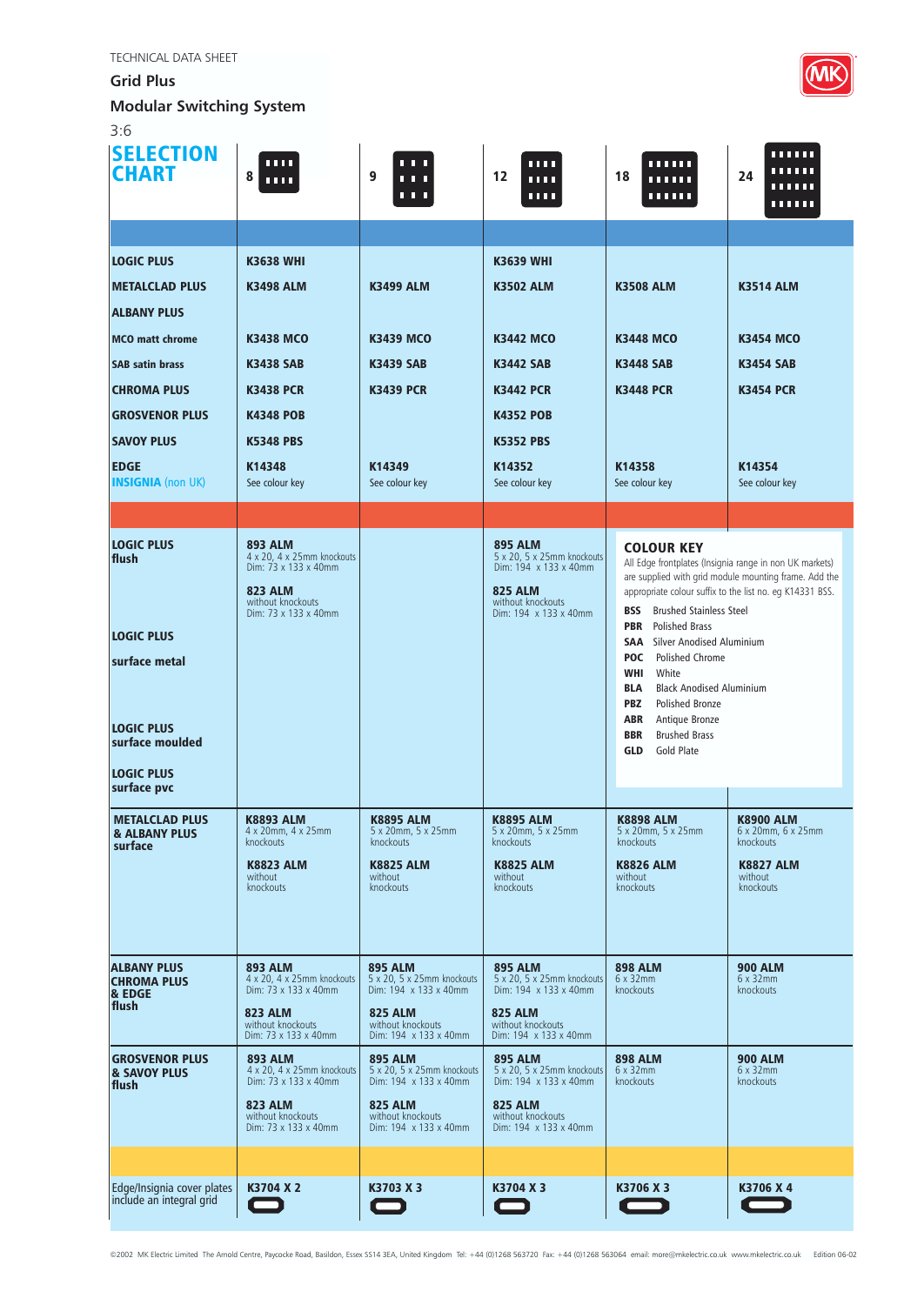TECHNICAL DATA SHEET

**Grid Plus**

**Modular Switching System**

# SELECTION CHART

| | 8 | 9 | 12 | 18 | 24 |
|---|---|---|---|---|---|
| **LOGIC PLUS** | **K3638 WHI** | | **K3639 WHI** | | |
| **METALCLAD PLUS** | **K3498 ALM** | **K3499 ALM** | **K3502 ALM** | **K3508 ALM** | **K3514 ALM** |
| **ALBANY PLUS** | | | | | |
| **MCO matt chrome** | **K3438 MCO** | **K3439 MCO** | **K3442 MCO** | **K3448 MCO** | **K3454 MCO** |
| **SAB satin brass** | **K3438 SAB** | **K3439 SAB** | **K3442 SAB** | **K3448 SAB** | **K3454 SAB** |
| **CHROMA PLUS** | **K3438 PCR** | **K3439 PCR** | **K3442 PCR** | **K3448 PCR** | **K3454 PCR** |
| **GROSVENOR PLUS** | **K4348 POB** | | **K4352 POB** | | |
| **SAVOY PLUS** | **K5348 PBS** | | **K5352 PBS** | | |
| **EDGE** / **INSIGNIA** (non UK) | K14348 See colour key | K14349 See colour key | K14352 See colour key | K14358 See colour key | K14354 See colour key |
| **LOGIC PLUS flush** | **893 ALM** 4 x 20, 4 x 25mm knockouts Dim: 73 x 133 x 40mm; **823 ALM** without knockouts Dim: 73 x 133 x 40mm | | **895 ALM** 5 x 20, 5 x 25mm knockouts Dim: 194 x 133 x 40mm; **825 ALM** without knockouts Dim: 194 x 133 x 40mm | | |
| **LOGIC PLUS surface metal** | | | | | |
| **LOGIC PLUS surface moulded** | | | | | |
| **LOGIC PLUS surface pvc** | | | | | |
| **METALCLAD PLUS & ALBANY PLUS surface** | **K8893 ALM** 4 x 20mm, 4 x 25mm knockouts; **K8823 ALM** without knockouts | **K8895 ALM** 5 x 20mm, 5 x 25mm knockouts; **K8825 ALM** without knockouts | **K8895 ALM** 5 x 20mm, 5 x 25mm knockouts; **K8825 ALM** without knockouts | **K8898 ALM** 5 x 20mm, 5 x 25mm knockouts; **K8826 ALM** without knockouts | **K8900 ALM** 6 x 20mm, 6 x 25mm knockouts; **K8827 ALM** without knockouts |
| **ALBANY PLUS CHROMA PLUS & EDGE flush** | **893 ALM** 4 x 20, 4 x 25mm knockouts Dim: 73 x 133 x 40mm; **823 ALM** without knockouts Dim: 73 x 133 x 40mm | **895 ALM** 5 x 20, 5 x 25mm knockouts Dim: 194 x 133 x 40mm; **825 ALM** without knockouts Dim: 194 x 133 x 40mm | **895 ALM** 5 x 20, 5 x 25mm knockouts Dim: 194 x 133 x 40mm; **825 ALM** without knockouts Dim: 194 x 133 x 40mm | **898 ALM** 6 x 32mm knockouts | **900 ALM** 6 x 32mm knockouts |
| **GROSVENOR PLUS & SAVOY PLUS flush** | **893 ALM** 4 x 20, 4 x 25mm knockouts Dim: 73 x 133 x 40mm; **823 ALM** without knockouts Dim: 73 x 133 x 40mm | **895 ALM** 5 x 20, 5 x 25mm knockouts Dim: 194 x 133 x 40mm; **825 ALM** without knockouts Dim: 194 x 133 x 40mm | **895 ALM** 5 x 20, 5 x 25mm knockouts Dim: 194 x 133 x 40mm; **825 ALM** without knockouts Dim: 194 x 133 x 40mm | **898 ALM** 6 x 32mm knockouts | **900 ALM** 6 x 32mm knockouts |
| Edge/Insignia cover plates include an integral grid | **K3704 X 2** | **K3703 X 3** | **K3704 X 3** | **K3706 X 3** | **K3706 X 4** |

### COLOUR KEY

All Edge frontplates (Insignia range in non UK markets) are supplied with grid module mounting frame. Add the appropriate colour suffix to the list no. eg K14331 BSS.

- **BSS** Brushed Stainless Steel
- **PBR** Polished Brass
- **SAA** Silver Anodised Aluminium
- **POC** Polished Chrome
- **WHI** White
- **BLA** Black Anodised Aluminium
- **PBZ** Polished Bronze
- **ABR** Antique Bronze
- **BBR** Brushed Brass
- **GLD** Gold Plate

©2002 MK Electric Limited The Arnold Centre, Paycocke Road, Basildon, Essex SS14 3EA, United Kingdom Tel: +44 (0)1268 563720 Fax: +44 (0)1268 563064 email: more@mkelectric.co.uk www.mkelectric.co.uk Edition 06-02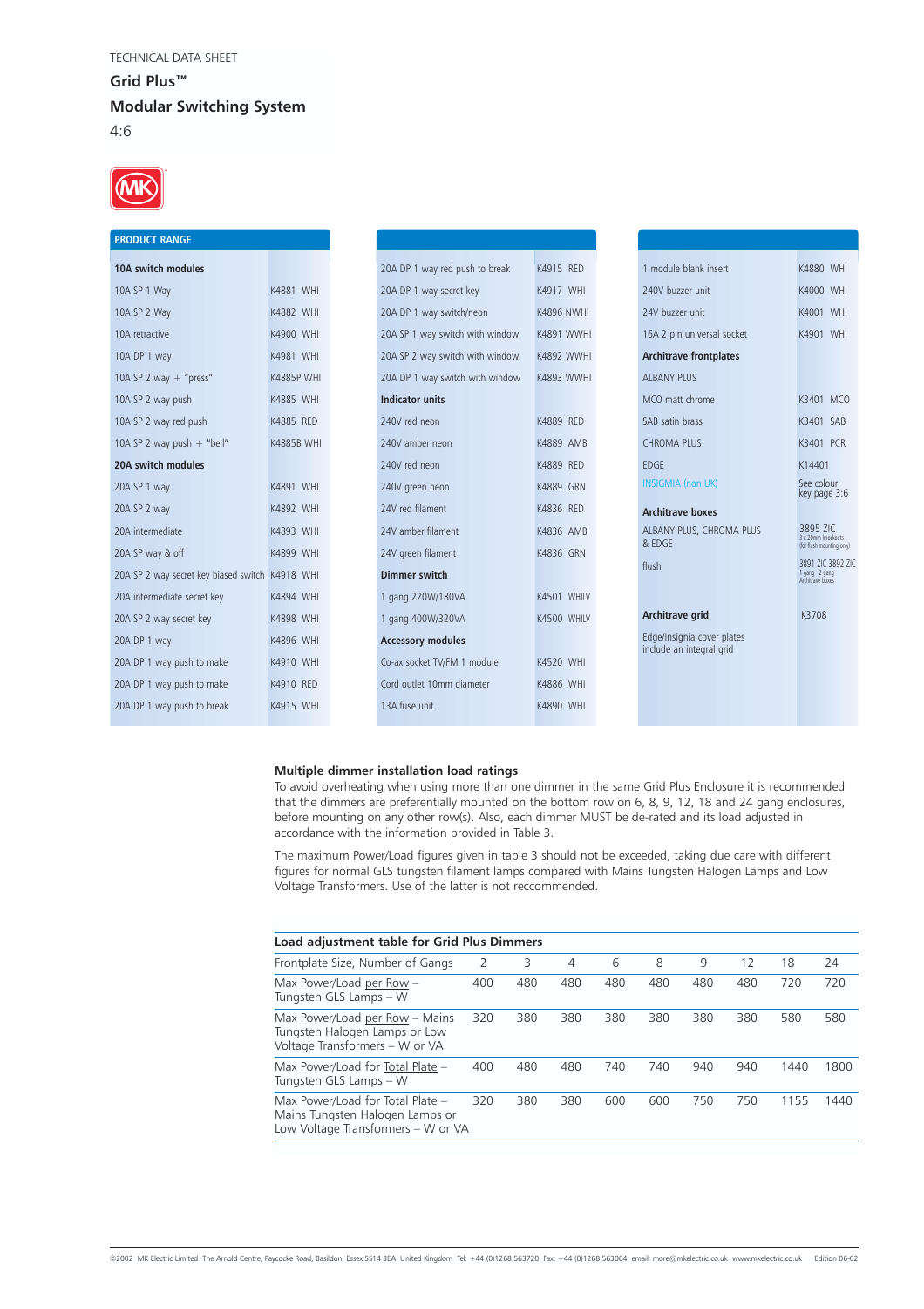TECHNICAL DATA SHEET

**Grid Plus™**

**Modular Switching System**

4:6

## PRODUCT RANGE

| **10A switch modules** | |
|---|---|
| 10A SP 1 Way | K4881 WHI |
| 10A SP 2 Way | K4882 WHI |
| 10A retractive | K4900 WHI |
| 10A DP 1 way | K4981 WHI |
| 10A SP 2 way + "press" | K4885P WHI |
| 10A SP 2 way push | K4885 WHI |
| 10A SP 2 way red push | K4885 RED |
| 10A SP 2 way push + "bell" | K4885B WHI |
| **20A switch modules** | |
| 20A SP 1 way | K4891 WHI |
| 20A SP 2 way | K4892 WHI |
| 20A intermediate | K4893 WHI |
| 20A SP way & off | K4899 WHI |
| 20A SP 2 way secret key biased switch | K4918 WHI |
| 20A intermediate secret key | K4894 WHI |
| 20A SP 2 way secret key | K4898 WHI |
| 20A DP 1 way | K4896 WHI |
| 20A DP 1 way push to make | K4910 WHI |
| 20A DP 1 way push to make | K4910 RED |
| 20A DP 1 way push to break | K4915 WHI |
| 20A DP 1 way red push to break | K4915 RED |
| 20A DP 1 way secret key | K4917 WHI |
| 20A DP 1 way switch/neon | K4896 NWHI |
| 20A SP 1 way switch with window | K4891 WWHI |
| 20A SP 2 way switch with window | K4892 WWHI |
| 20A DP 1 way switch with window | K4893 WWHI |
| **Indicator units** | |
| 240V red neon | K4889 RED |
| 240V amber neon | K4889 AMB |
| 240V red neon | K4889 RED |
| 240V green neon | K4889 GRN |
| 24V red filament | K4836 RED |
| 24V amber filament | K4836 AMB |
| 24V green filament | K4836 GRN |
| **Dimmer switch** | |
| 1 gang 220W/180VA | K4501 WHILV |
| 1 gang 400W/320VA | K4500 WHILV |
| **Accessory modules** | |
| Co-ax socket TV/FM 1 module | K4520 WHI |
| Cord outlet 10mm diameter | K4886 WHI |
| 13A fuse unit | K4890 WHI |
| 1 module blank insert | K4880 WHI |
| 240V buzzer unit | K4000 WHI |
| 24V buzzer unit | K4001 WHI |
| 16A 2 pin universal socket | K4901 WHI |
| **Architrave frontplates** | |
| ALBANY PLUS | |
| MCO matt chrome | K3401 MCO |
| SAB satin brass | K3401 SAB |
| CHROMA PLUS | K3401 PCR |
| EDGE | K14401 |
| INSIGMIA (non UK) | See colour key page 3:6 |
| **Architrave boxes** | |
| ALBANY PLUS, CHROMA PLUS & EDGE | 3895 ZIC 3 x 20mm knockouts (for flush mounting only) |
| flush | 3891 ZIC 3892 ZIC 1 gang 2 gang Architrave boxes |
| **Architrave grid** | K3708 |
| Edge/Insignia cover plates include an integral grid | |

**Multiple dimmer installation load ratings**

To avoid overheating when using more than one dimmer in the same Grid Plus Enclosure it is recommended that the dimmers are preferentially mounted on the bottom row on 6, 8, 9, 12, 18 and 24 gang enclosures, before mounting on any other row(s). Also, each dimmer MUST be de-rated and its load adjusted in accordance with the information provided in Table 3.

The maximum Power/Load figures given in table 3 should not be exceeded, taking due care with different figures for normal GLS tungsten filament lamps compared with Mains Tungsten Halogen Lamps and Low Voltage Transformers. Use of the latter is not reccommended.

**Load adjustment table for Grid Plus Dimmers**

| Frontplate Size, Number of Gangs | 2 | 3 | 4 | 6 | 8 | 9 | 12 | 18 | 24 |
|---|---|---|---|---|---|---|---|---|---|
| Max Power/Load per Row – Tungsten GLS Lamps – W | 400 | 480 | 480 | 480 | 480 | 480 | 480 | 720 | 720 |
| Max Power/Load per Row – Mains Tungsten Halogen Lamps or Low Voltage Transformers – W or VA | 320 | 380 | 380 | 380 | 380 | 380 | 380 | 580 | 580 |
| Max Power/Load for Total Plate – Tungsten GLS Lamps – W | 400 | 480 | 480 | 740 | 740 | 940 | 940 | 1440 | 1800 |
| Max Power/Load for Total Plate – Mains Tungsten Halogen Lamps or Low Voltage Transformers – W or VA | 320 | 380 | 380 | 600 | 600 | 750 | 750 | 1155 | 1440 |

©2002 MK Electric Limited The Arnold Centre, Paycocke Road, Basildon, Essex SS14 3EA, United Kingdom Tel: +44 (0)1268 563720 Fax: +44 (0)1268 563064 email: more@mkelectric.co.uk www.mkelectric.co.uk Edition 06-02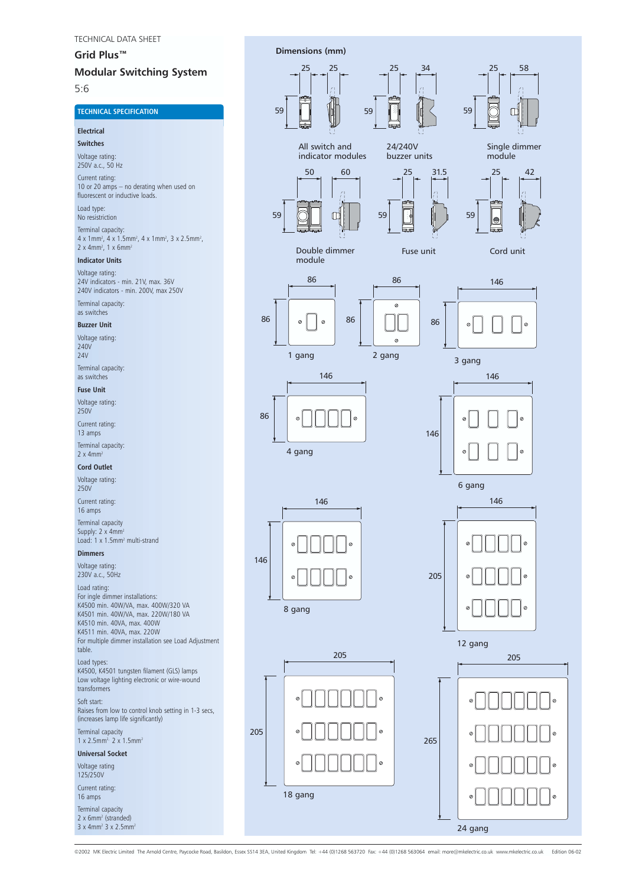TECHNICAL DATA SHEET

# Grid Plus™

## Modular Switching System

5:6

### TECHNICAL SPECIFICATION

#### Electrical

**Switches**

Voltage rating:
250V a.c., 50 Hz

Current rating:
10 or 20 amps – no derating when used on fluorescent or inductive loads.

Load type:
No resistriction

Terminal capacity:
4 x 1mm², 4 x 1.5mm², 4 x 1mm², 3 x 2.5mm², 2 x 4mm², 1 x 6mm²

**Indicator Units**

Voltage rating:
24V indicators - min. 21V, max. 36V
240V indicators - min. 200V, max 250V

Terminal capacity:
as switches

**Buzzer Unit**

Voltage rating:
240V
24V

Terminal capacity:
as switches

**Fuse Unit**

Voltage rating:
250V

Current rating:
13 amps

Terminal capacity:
2 x 4mm²

**Cord Outlet**

Voltage rating:
250V

Current rating:
16 amps

Terminal capacity
Supply: 2 x 4mm²
Load: 1 x 1.5mm² multi-strand

**Dimmers**

Voltage rating:
230V a.c., 50Hz

Load rating:
For ingle dimmer installations:
K4500 min. 40W/VA, max. 400W/320 VA
K4501 min. 40W/VA, max. 220W/180 VA
K4510 min. 40VA, max. 400W
K4511 min. 40VA, max. 220W
For multiple dimmer installation see Load Adjustment table.

Load types:
K4500, K4501 tungsten filament (GLS) lamps
Low voltage lighting electronic or wire-wound transformers

Soft start:
Raises from low to control knob setting in 1-3 secs, (increases lamp life significantly)

Terminal capacity
1 x 2.5mm² 2 x 1.5mm²

**Universal Socket**

Voltage rating
125/250V

Current rating:
16 amps

Terminal capacity
2 x 6mm² (stranded)
3 x 4mm² 3 x 2.5mm²

### Dimensions (mm)

| Module | Height | Width | Depth |
|---|---|---|---|
| All switch and indicator modules | 59 | 25 | 25 |
| 24/240V buzzer units | 59 | 25 | 34 |
| Single dimmer module | 59 | 25 | 58 |
| Double dimmer module | 59 | 50 | 60 |
| Fuse unit | 59 | 25 | 31.5 |
| Cord unit | 59 | 25 | 42 |

| Frame | Width | Height |
|---|---|---|
| 1 gang | 86 | 86 |
| 2 gang | 86 | 86 |
| 3 gang | 146 | 86 |
| 4 gang | 146 | 86 |
| 6 gang | 146 | 146 |
| 8 gang | 146 | 146 |
| 12 gang | 146 | 205 |
| 18 gang | 205 | 205 |
| 24 gang | 205 | 265 |

©2002 MK Electric Limited The Arnold Centre, Paycocke Road, Basildon, Essex SS14 3EA, United Kingdom Tel: +44 (0)1268 563720 Fax: +44 (0)1268 563064 email: more@mkelectric.co.uk www.mkelectric.co.uk Edition 06-02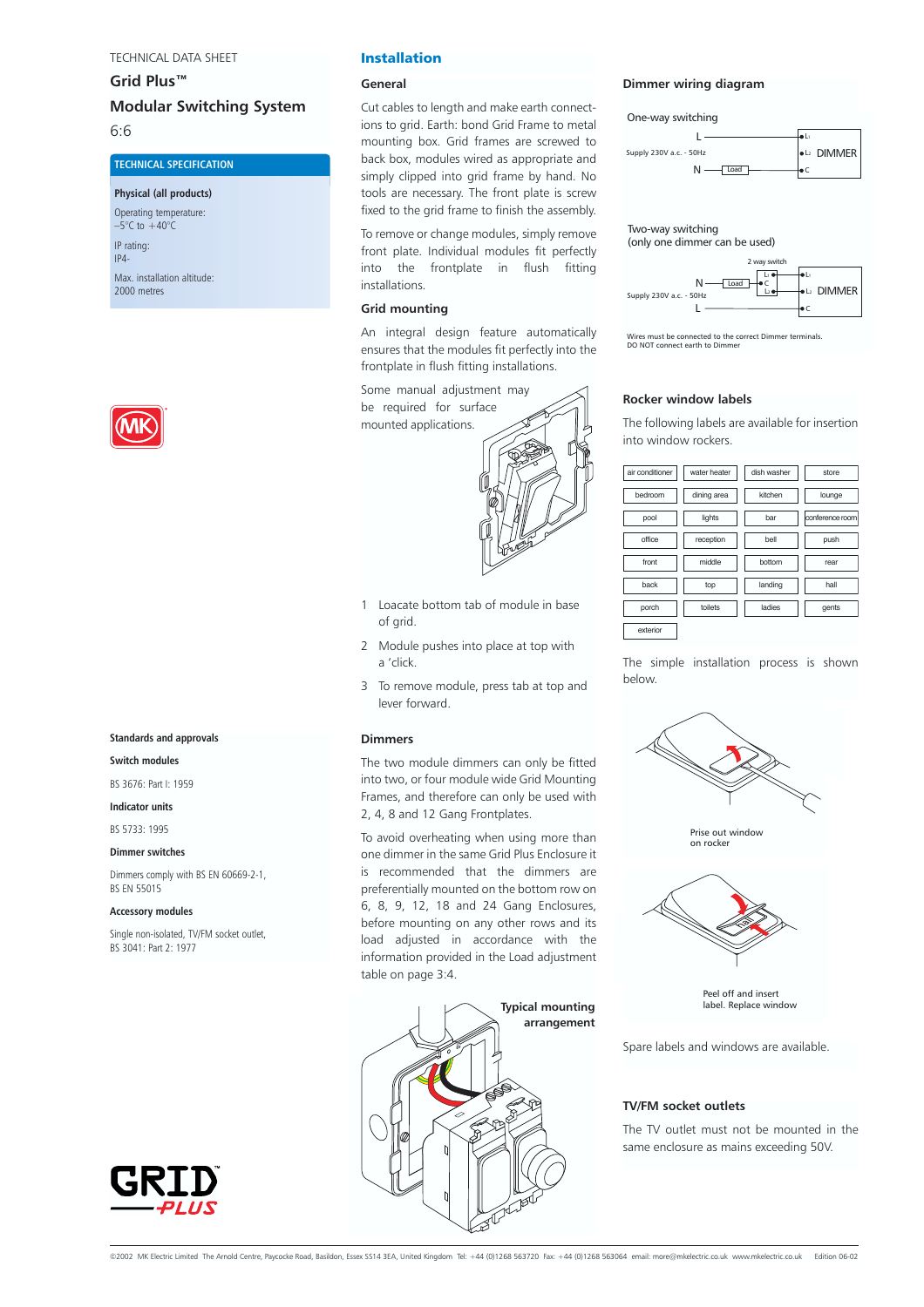TECHNICAL DATA SHEET

# Grid Plus™

## Modular Switching System

6:6

### TECHNICAL SPECIFICATION

**Physical (all products)**

Operating temperature:
–5°C to +40°C

IP rating:
IP4-

Max. installation altitude:
2000 metres

**Standards and approvals**

**Switch modules**

BS 3676: Part I: 1959

**Indicator units**

BS 5733: 1995

**Dimmer switches**

Dimmers comply with BS EN 60669-2-1, BS EN 55015

**Accessory modules**

Single non-isolated, TV/FM socket outlet, BS 3041: Part 2: 1977

## Installation

### General

Cut cables to length and make earth connections to grid. Earth: bond Grid Frame to metal mounting box. Grid frames are screwed to back box, modules wired as appropriate and simply clipped into grid frame by hand. No tools are necessary. The front plate is screw fixed to the grid frame to finish the assembly.

To remove or change modules, simply remove front plate. Individual modules fit perfectly into the frontplate in flush fitting installations.

### Grid mounting

An integral design feature automatically ensures that the modules fit perfectly into the frontplate in flush fitting installations.

Some manual adjustment may be required for surface mounted applications.

1. Loacate bottom tab of module in base of grid.
2. Module pushes into place at top with a 'click.
3. To remove module, press tab at top and lever forward.

### Dimmers

The two module dimmers can only be fitted into two, or four module wide Grid Mounting Frames, and therefore can only be used with 2, 4, 8 and 12 Gang Frontplates.

To avoid overheating when using more than one dimmer in the same Grid Plus Enclosure it is recommended that the dimmers are preferentially mounted on the bottom row on 6, 8, 9, 12, 18 and 24 Gang Enclosures, before mounting on any other rows and its load adjusted in accordance with the information provided in the Load adjustment table on page 3:4.

Typical mounting arrangement

### Dimmer wiring diagram

One-way switching

L
Supply 230V a.c. - 50Hz
N
Load
L1
L2 DIMMER
C

Two-way switching
(only one dimmer can be used)

2 way switch
N
Load
L1
C
L2
L1
L2 DIMMER
C
Supply 230V a.c. - 50Hz
L

Wires must be connected to the correct Dimmer terminals.
DO NOT connect earth to Dimmer

### Rocker window labels

The following labels are available for insertion into window rockers.

| | | | |
|---|---|---|---|
| air conditioner | water heater | dish washer | store |
| bedroom | dining area | kitchen | lounge |
| pool | lights | bar | conference room |
| office | reception | bell | push |
| front | middle | bottom | rear |
| back | top | landing | hall |
| porch | toilets | ladies | gents |
| exterior | | | |

The simple installation process is shown below.

Prise out window on rocker

Peel off and insert label. Replace window

Spare labels and windows are available.

### TV/FM socket outlets

The TV outlet must not be mounted in the same enclosure as mains exceeding 50V.

©2002 MK Electric Limited The Arnold Centre, Paycocke Road, Basildon, Essex SS14 3EA, United Kingdom Tel: +44 (0)1268 563720 Fax: +44 (0)1268 563064 email: more@mkelectric.co.uk www.mkelectric.co.uk Edition 06-02